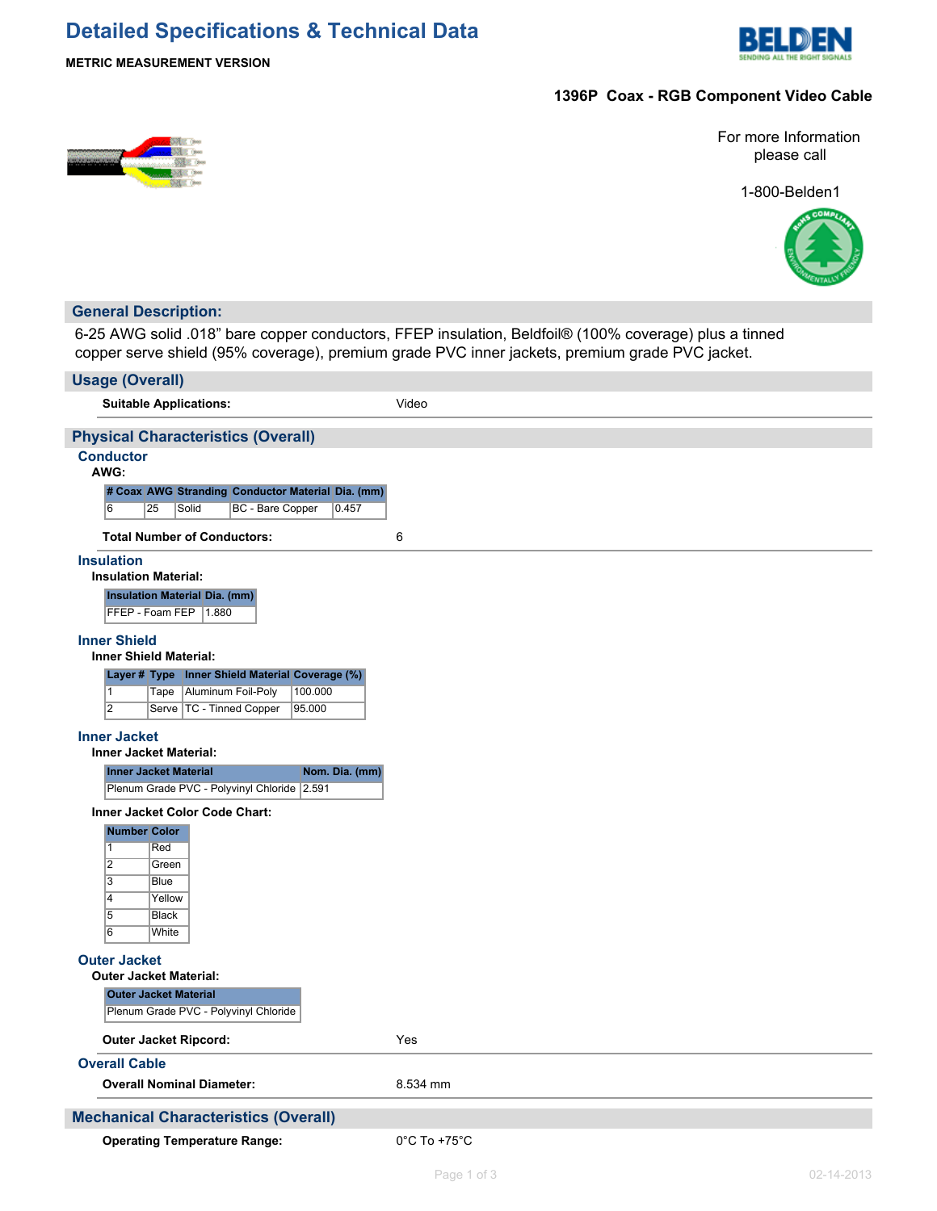# Detailed Specifications & Technical Data

**METRIC MEASUREMENT VERSION**

## 1396P Coax - RGB Component Video Cable

For more Information please call

1-800-Belden1

## General Description:

6-25 AWG solid .018" bare copper conductors, FFEP insulation, Beldfoil® (100% coverage) plus a tinned copper serve shield (95% coverage), premium grade PVC inner jackets, premium grade PVC jacket.

## Usage (Overall)

**Suitable Applications:** Video

## Physical Characteristics (Overall)

### Conductor

**AWG:**

| # Coax | AWG | Stranding | Conductor Material | Dia. (mm) |
|---|---|---|---|---|
| 6 | 25 | Solid | BC - Bare Copper | 0.457 |

**Total Number of Conductors:** 6

### Insulation

**Insulation Material:**

| Insulation Material | Dia. (mm) |
|---|---|
| FFEP - Foam FEP | 1.880 |

### Inner Shield

**Inner Shield Material:**

| Layer # | Type | Inner Shield Material | Coverage (%) |
|---|---|---|---|
| 1 | Tape | Aluminum Foil-Poly | 100.000 |
| 2 | Serve | TC - Tinned Copper | 95.000 |

### Inner Jacket

**Inner Jacket Material:**

| Inner Jacket Material | Nom. Dia. (mm) |
|---|---|
| Plenum Grade PVC - Polyvinyl Chloride | 2.591 |

**Inner Jacket Color Code Chart:**

| Number | Color |
|---|---|
| 1 | Red |
| 2 | Green |
| 3 | Blue |
| 4 | Yellow |
| 5 | Black |
| 6 | White |

### Outer Jacket

**Outer Jacket Material:**

| Outer Jacket Material |
|---|
| Plenum Grade PVC - Polyvinyl Chloride |

**Outer Jacket Ripcord:** Yes

### Overall Cable

**Overall Nominal Diameter:** 8.534 mm

## Mechanical Characteristics (Overall)

**Operating Temperature Range:** 0°C To +75°C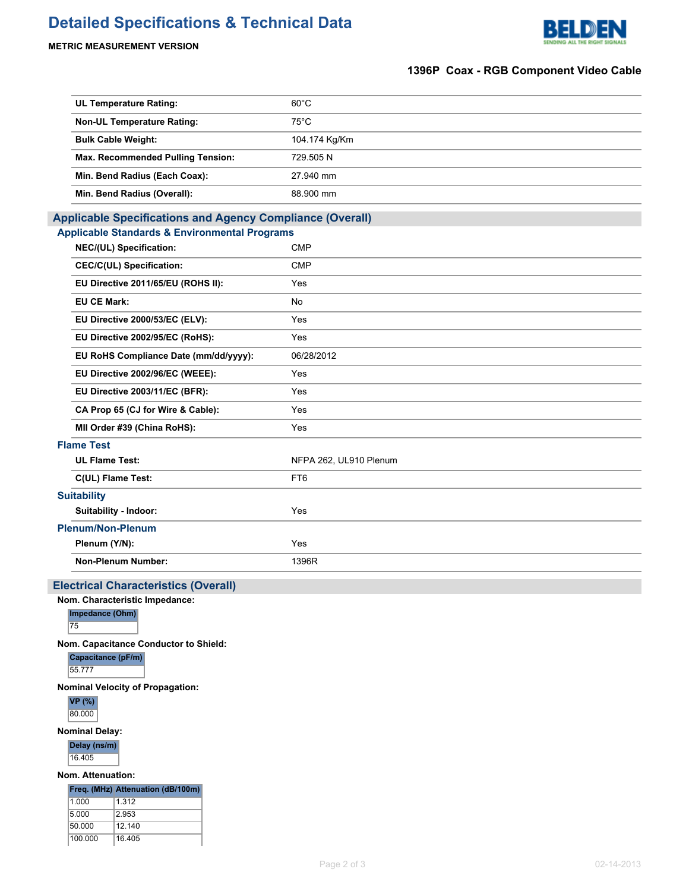# Detailed Specifications & Technical Data

**METRIC MEASUREMENT VERSION**

**1396P Coax - RGB Component Video Cable**

| | |
|---|---|
| **UL Temperature Rating:** | 60°C |
| **Non-UL Temperature Rating:** | 75°C |
| **Bulk Cable Weight:** | 104.174 Kg/Km |
| **Max. Recommended Pulling Tension:** | 729.505 N |
| **Min. Bend Radius (Each Coax):** | 27.940 mm |
| **Min. Bend Radius (Overall):** | 88.900 mm |

## Applicable Specifications and Agency Compliance (Overall)

### Applicable Standards & Environmental Programs

| | |
|---|---|
| **NEC/(UL) Specification:** | CMP |
| **CEC/C(UL) Specification:** | CMP |
| **EU Directive 2011/65/EU (ROHS II):** | Yes |
| **EU CE Mark:** | No |
| **EU Directive 2000/53/EC (ELV):** | Yes |
| **EU Directive 2002/95/EC (RoHS):** | Yes |
| **EU RoHS Compliance Date (mm/dd/yyyy):** | 06/28/2012 |
| **EU Directive 2002/96/EC (WEEE):** | Yes |
| **EU Directive 2003/11/EC (BFR):** | Yes |
| **CA Prop 65 (CJ for Wire & Cable):** | Yes |
| **MII Order #39 (China RoHS):** | Yes |

### Flame Test

| | |
|---|---|
| **UL Flame Test:** | NFPA 262, UL910 Plenum |
| **C(UL) Flame Test:** | FT6 |

### Suitability

| | |
|---|---|
| **Suitability - Indoor:** | Yes |

### Plenum/Non-Plenum

| | |
|---|---|
| **Plenum (Y/N):** | Yes |
| **Non-Plenum Number:** | 1396R |

## Electrical Characteristics (Overall)

**Nom. Characteristic Impedance:**

| Impedance (Ohm) |
|---|
| 75 |

**Nom. Capacitance Conductor to Shield:**

| Capacitance (pF/m) |
|---|
| 55.777 |

**Nominal Velocity of Propagation:**

| VP (%) |
|---|
| 80.000 |

**Nominal Delay:**

| Delay (ns/m) |
|---|
| 16.405 |

**Nom. Attenuation:**

| Freq. (MHz) | Attenuation (dB/100m) |
|---|---|
| 1.000 | 1.312 |
| 5.000 | 2.953 |
| 50.000 | 12.140 |
| 100.000 | 16.405 |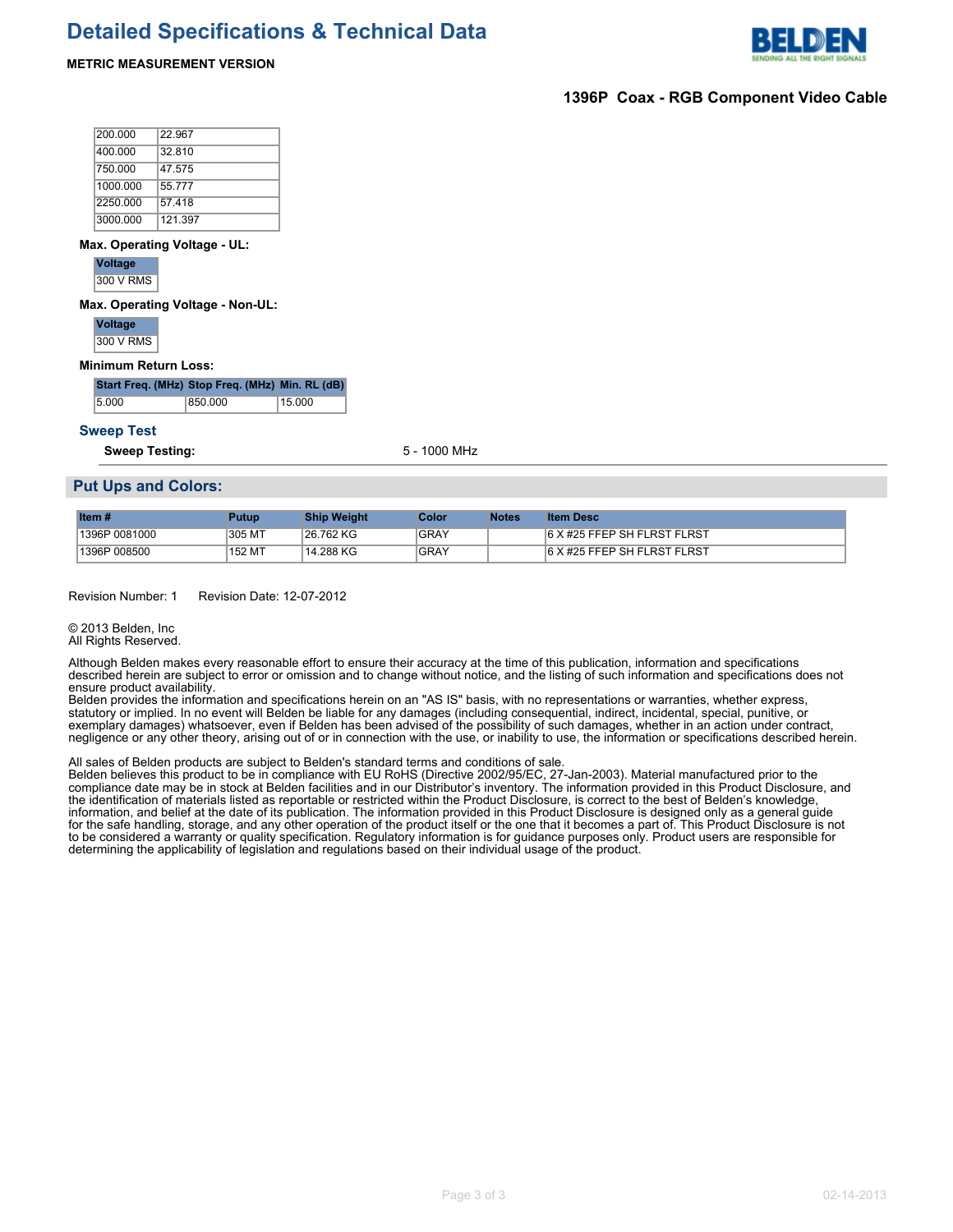| | |
|---|---|
| 200.000 | 22.967 |
| 400.000 | 32.810 |
| 750.000 | 47.575 |
| 1000.000 | 55.777 |
| 2250.000 | 57.418 |
| 3000.000 | 121.397 |

**Max. Operating Voltage - UL:**

| Voltage |
|---|
| 300 V RMS |

**Max. Operating Voltage - Non-UL:**

| Voltage |
|---|
| 300 V RMS |

**Minimum Return Loss:**

| Start Freq. (MHz) | Stop Freq. (MHz) | Min. RL (dB) |
|---|---|---|
| 5.000 | 850.000 | 15.000 |

### Sweep Test

**Sweep Testing:** 5 - 1000 MHz

## Put Ups and Colors:

| Item # | Putup | Ship Weight | Color | Notes | Item Desc |
|---|---|---|---|---|---|
| 1396P 0081000 | 305 MT | 26.762 KG | GRAY | | 6 X #25 FFEP SH FLRST FLRST |
| 1396P 008500 | 152 MT | 14.288 KG | GRAY | | 6 X #25 FFEP SH FLRST FLRST |

Revision Number: 1 Revision Date: 12-07-2012

© 2013 Belden, Inc
All Rights Reserved.

Although Belden makes every reasonable effort to ensure their accuracy at the time of this publication, information and specifications described herein are subject to error or omission and to change without notice, and the listing of such information and specifications does not ensure product availability.
Belden provides the information and specifications herein on an "AS IS" basis, with no representations or warranties, whether express, statutory or implied. In no event will Belden be liable for any damages (including consequential, indirect, incidental, special, punitive, or exemplary damages) whatsoever, even if Belden has been advised of the possibility of such damages, whether in an action under contract, negligence or any other theory, arising out of or in connection with the use, or inability to use, the information or specifications described herein.

All sales of Belden products are subject to Belden's standard terms and conditions of sale.
Belden believes this product to be in compliance with EU RoHS (Directive 2002/95/EC, 27-Jan-2003). Material manufactured prior to the compliance date may be in stock at Belden facilities and in our Distributor's inventory. The information provided in this Product Disclosure, and the identification of materials listed as reportable or restricted within the Product Disclosure, is correct to the best of Belden's knowledge, information, and belief at the date of its publication. The information provided in this Product Disclosure is designed only as a general guide for the safe handling, storage, and any other operation of the product itself or the one that it becomes a part of. This Product Disclosure is not to be considered a warranty or quality specification. Regulatory information is for guidance purposes only. Product users are responsible for determining the applicability of legislation and regulations based on their individual usage of the product.